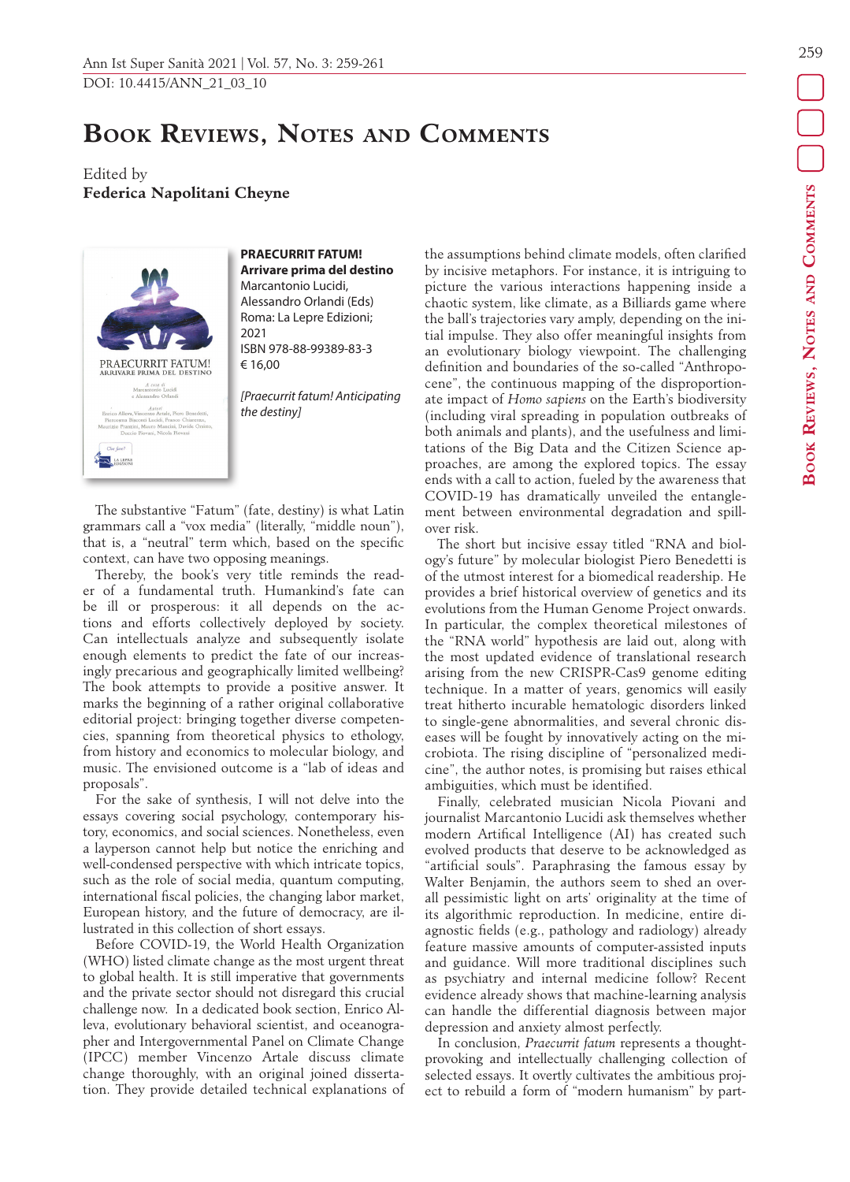# Book Reviews, Notes and Comments

Edited by
**Federica Napolitani Cheyne**

**PRAECURRIT FATUM!**
**Arrivare prima del destino**
Marcantonio Lucidi, Alessandro Orlandi (Eds)
Roma: La Lepre Edizioni; 2021
ISBN 978-88-99389-83-3
€ 16,00

*[Praecurrit fatum! Anticipating the destiny]*

The substantive "Fatum" (fate, destiny) is what Latin grammars call a "vox media" (literally, "middle noun"), that is, a "neutral" term which, based on the specific context, can have two opposing meanings.

Thereby, the book's very title reminds the reader of a fundamental truth. Humankind's fate can be ill or prosperous: it all depends on the actions and efforts collectively deployed by society. Can intellectuals analyze and subsequently isolate enough elements to predict the fate of our increasingly precarious and geographically limited wellbeing? The book attempts to provide a positive answer. It marks the beginning of a rather original collaborative editorial project: bringing together diverse competencies, spanning from theoretical physics to ethology, from history and economics to molecular biology, and music. The envisioned outcome is a "lab of ideas and proposals".

For the sake of synthesis, I will not delve into the essays covering social psychology, contemporary history, economics, and social sciences. Nonetheless, even a layperson cannot help but notice the enriching and well-condensed perspective with which intricate topics, such as the role of social media, quantum computing, international fiscal policies, the changing labor market, European history, and the future of democracy, are illustrated in this collection of short essays.

Before COVID-19, the World Health Organization (WHO) listed climate change as the most urgent threat to global health. It is still imperative that governments and the private sector should not disregard this crucial challenge now. In a dedicated book section, Enrico Alleva, evolutionary behavioral scientist, and oceanographer and Intergovernmental Panel on Climate Change (IPCC) member Vincenzo Artale discuss climate change thoroughly, with an original joined dissertation. They provide detailed technical explanations of the assumptions behind climate models, often clarified by incisive metaphors. For instance, it is intriguing to picture the various interactions happening inside a chaotic system, like climate, as a Billiards game where the ball's trajectories vary amply, depending on the initial impulse. They also offer meaningful insights from an evolutionary biology viewpoint. The challenging definition and boundaries of the so-called "Anthropocene", the continuous mapping of the disproportionate impact of *Homo sapiens* on the Earth's biodiversity (including viral spreading in population outbreaks of both animals and plants), and the usefulness and limitations of the Big Data and the Citizen Science approaches, are among the explored topics. The essay ends with a call to action, fueled by the awareness that COVID-19 has dramatically unveiled the entanglement between environmental degradation and spillover risk.

The short but incisive essay titled "RNA and biology's future" by molecular biologist Piero Benedetti is of the utmost interest for a biomedical readership. He provides a brief historical overview of genetics and its evolutions from the Human Genome Project onwards. In particular, the complex theoretical milestones of the "RNA world" hypothesis are laid out, along with the most updated evidence of translational research arising from the new CRISPR-Cas9 genome editing technique. In a matter of years, genomics will easily treat hitherto incurable hematologic disorders linked to single-gene abnormalities, and several chronic diseases will be fought by innovatively acting on the microbiota. The rising discipline of "personalized medicine", the author notes, is promising but raises ethical ambiguities, which must be identified.

Finally, celebrated musician Nicola Piovani and journalist Marcantonio Lucidi ask themselves whether modern Artifical Intelligence (AI) has created such evolved products that deserve to be acknowledged as "artificial souls". Paraphrasing the famous essay by Walter Benjamin, the authors seem to shed an overall pessimistic light on arts' originality at the time of its algorithmic reproduction. In medicine, entire diagnostic fields (e.g., pathology and radiology) already feature massive amounts of computer-assisted inputs and guidance. Will more traditional disciplines such as psychiatry and internal medicine follow? Recent evidence already shows that machine-learning analysis can handle the differential diagnosis between major depression and anxiety almost perfectly.

In conclusion, *Praecurrit fatum* represents a thought-provoking and intellectually challenging collection of selected essays. It overtly cultivates the ambitious project to rebuild a form of "modern humanism" by part-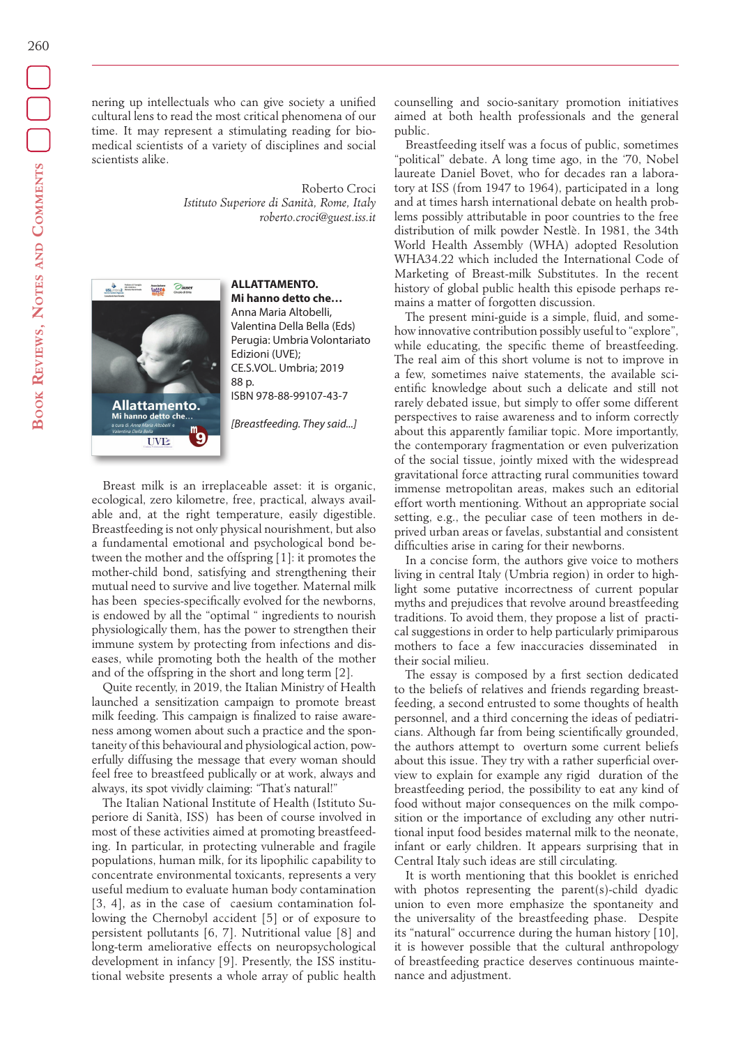nering up intellectuals who can give society a unified cultural lens to read the most critical phenomena of our time. It may represent a stimulating reading for biomedical scientists of a variety of disciplines and social scientists alike.

Roberto Croci
*Istituto Superiore di Sanità, Rome, Italy*
*roberto.croci@guest.iss.it*

**ALLATTAMENTO. Mi hanno detto che…**
Anna Maria Altobelli, Valentina Della Bella (Eds)
Perugia: Umbria Volontariato Edizioni (UVE); CE.S.VOL. Umbria; 2019
88 p.
ISBN 978-88-99107-43-7

*[Breastfeeding. They said...]*

Breast milk is an irreplaceable asset: it is organic, ecological, zero kilometre, free, practical, always available and, at the right temperature, easily digestible. Breastfeeding is not only physical nourishment, but also a fundamental emotional and psychological bond between the mother and the offspring [1]: it promotes the mother-child bond, satisfying and strengthening their mutual need to survive and live together. Maternal milk has been species-specifically evolved for the newborns, is endowed by all the "optimal " ingredients to nourish physiologically them, has the power to strengthen their immune system by protecting from infections and diseases, while promoting both the health of the mother and of the offspring in the short and long term [2].

Quite recently, in 2019, the Italian Ministry of Health launched a sensitization campaign to promote breast milk feeding. This campaign is finalized to raise awareness among women about such a practice and the spontaneity of this behavioural and physiological action, powerfully diffusing the message that every woman should feel free to breastfeed publically or at work, always and always, its spot vividly claiming: "That's natural!"

The Italian National Institute of Health (Istituto Superiore di Sanità, ISS) has been of course involved in most of these activities aimed at promoting breastfeeding. In particular, in protecting vulnerable and fragile populations, human milk, for its lipophilic capability to concentrate environmental toxicants, represents a very useful medium to evaluate human body contamination [3, 4], as in the case of caesium contamination following the Chernobyl accident [5] or of exposure to persistent pollutants [6, 7]. Nutritional value [8] and long-term ameliorative effects on neuropsychological development in infancy [9]. Presently, the ISS institutional website presents a whole array of public health counselling and socio-sanitary promotion initiatives aimed at both health professionals and the general public.

Breastfeeding itself was a focus of public, sometimes "political" debate. A long time ago, in the '70, Nobel laureate Daniel Bovet, who for decades ran a laboratory at ISS (from 1947 to 1964), participated in a long and at times harsh international debate on health problems possibly attributable in poor countries to the free distribution of milk powder Nestlè. In 1981, the 34th World Health Assembly (WHA) adopted Resolution WHA34.22 which included the International Code of Marketing of Breast-milk Substitutes. In the recent history of global public health this episode perhaps remains a matter of forgotten discussion.

The present mini-guide is a simple, fluid, and somehow innovative contribution possibly useful to "explore", while educating, the specific theme of breastfeeding. The real aim of this short volume is not to improve in a few, sometimes naive statements, the available scientific knowledge about such a delicate and still not rarely debated issue, but simply to offer some different perspectives to raise awareness and to inform correctly about this apparently familiar topic. More importantly, the contemporary fragmentation or even pulverization of the social tissue, jointly mixed with the widespread gravitational force attracting rural communities toward immense metropolitan areas, makes such an editorial effort worth mentioning. Without an appropriate social setting, e.g., the peculiar case of teen mothers in deprived urban areas or favelas, substantial and consistent difficulties arise in caring for their newborns.

In a concise form, the authors give voice to mothers living in central Italy (Umbria region) in order to highlight some putative incorrectness of current popular myths and prejudices that revolve around breastfeeding traditions. To avoid them, they propose a list of practical suggestions in order to help particularly primiparous mothers to face a few inaccuracies disseminated in their social milieu.

The essay is composed by a first section dedicated to the beliefs of relatives and friends regarding breastfeeding, a second entrusted to some thoughts of health personnel, and a third concerning the ideas of pediatricians. Although far from being scientifically grounded, the authors attempt to overturn some current beliefs about this issue. They try with a rather superficial overview to explain for example any rigid duration of the breastfeeding period, the possibility to eat any kind of food without major consequences on the milk composition or the importance of excluding any other nutritional input food besides maternal milk to the neonate, infant or early children. It appears surprising that in Central Italy such ideas are still circulating.

It is worth mentioning that this booklet is enriched with photos representing the parent(s)-child dyadic union to even more emphasize the spontaneity and the universality of the breastfeeding phase. Despite its "natural" occurrence during the human history [10], it is however possible that the cultural anthropology of breastfeeding practice deserves continuous maintenance and adjustment.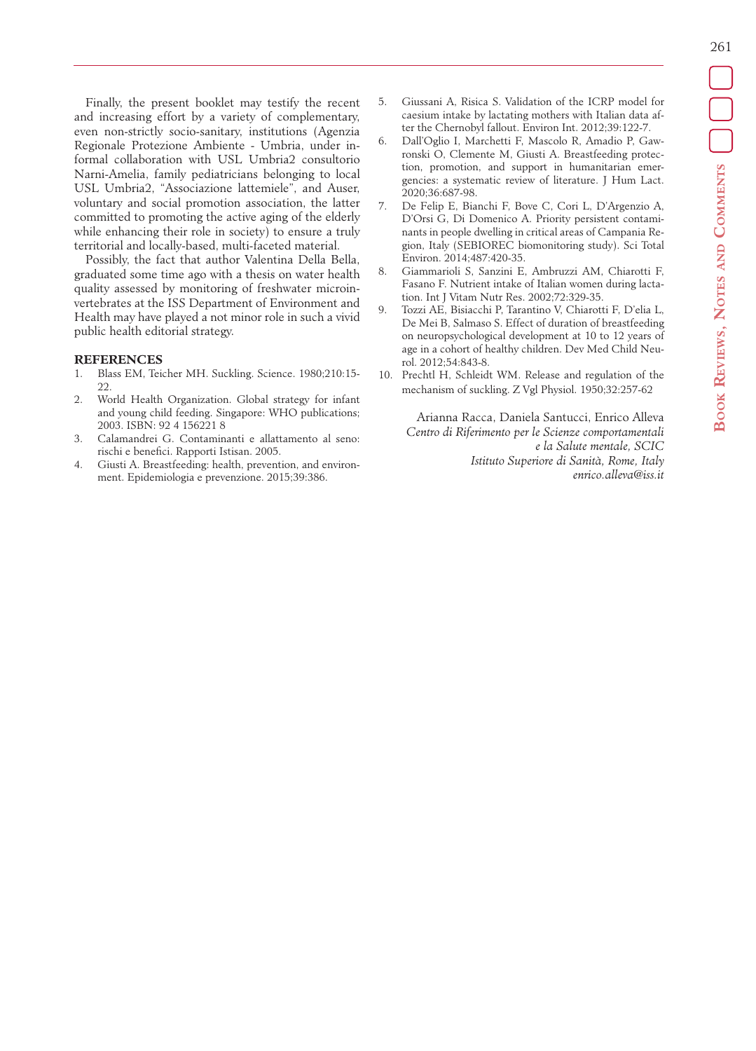Finally, the present booklet may testify the recent and increasing effort by a variety of complementary, even non-strictly socio-sanitary, institutions (Agenzia Regionale Protezione Ambiente - Umbria, under informal collaboration with USL Umbria2 consultorio Narni-Amelia, family pediatricians belonging to local USL Umbria2, "Associazione lattemiele", and Auser, voluntary and social promotion association, the latter committed to promoting the active aging of the elderly while enhancing their role in society) to ensure a truly territorial and locally-based, multi-faceted material.

Possibly, the fact that author Valentina Della Bella, graduated some time ago with a thesis on water health quality assessed by monitoring of freshwater microinvertebrates at the ISS Department of Environment and Health may have played a not minor role in such a vivid public health editorial strategy.

## REFERENCES

1. Blass EM, Teicher MH. Suckling. Science. 1980;210:15-22.
2. World Health Organization. Global strategy for infant and young child feeding. Singapore: WHO publications; 2003. ISBN: 92 4 156221 8
3. Calamandrei G. Contaminanti e allattamento al seno: rischi e benefici. Rapporti Istisan. 2005.
4. Giusti A. Breastfeeding: health, prevention, and environment. Epidemiologia e prevenzione. 2015;39:386.
5. Giussani A, Risica S. Validation of the ICRP model for caesium intake by lactating mothers with Italian data after the Chernobyl fallout. Environ Int. 2012;39:122-7.
6. Dall'Oglio I, Marchetti F, Mascolo R, Amadio P, Gawronski O, Clemente M, Giusti A. Breastfeeding protection, promotion, and support in humanitarian emergencies: a systematic review of literature. J Hum Lact. 2020;36:687-98.
7. De Felip E, Bianchi F, Bove C, Cori L, D'Argenzio A, D'Orsi G, Di Domenico A. Priority persistent contaminants in people dwelling in critical areas of Campania Region, Italy (SEBIOREC biomonitoring study). Sci Total Environ. 2014;487:420-35.
8. Giammarioli S, Sanzini E, Ambruzzi AM, Chiarotti F, Fasano F. Nutrient intake of Italian women during lactation. Int J Vitam Nutr Res. 2002;72:329-35.
9. Tozzi AE, Bisiacchi P, Tarantino V, Chiarotti F, D'elia L, De Mei B, Salmaso S. Effect of duration of breastfeeding on neuropsychological development at 10 to 12 years of age in a cohort of healthy children. Dev Med Child Neurol. 2012;54:843-8.
10. Prechtl H, Schleidt WM. Release and regulation of the mechanism of suckling. Z Vgl Physiol. 1950;32:257-62

Arianna Racca, Daniela Santucci, Enrico Alleva
*Centro di Riferimento per le Scienze comportamentali e la Salute mentale, SCIC*
*Istituto Superiore di Sanità, Rome, Italy*
*enrico.alleva@iss.it*